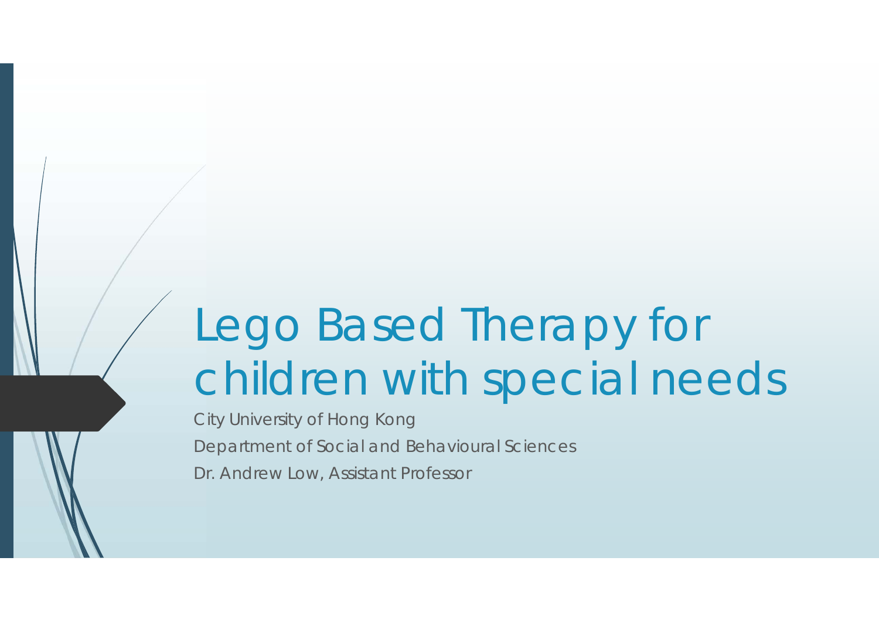# Lego Based Therapy for children with special needs

City University of Hong Kong

Department of Social and Behavioural Sciences

Dr. Andrew Low, Assistant Professor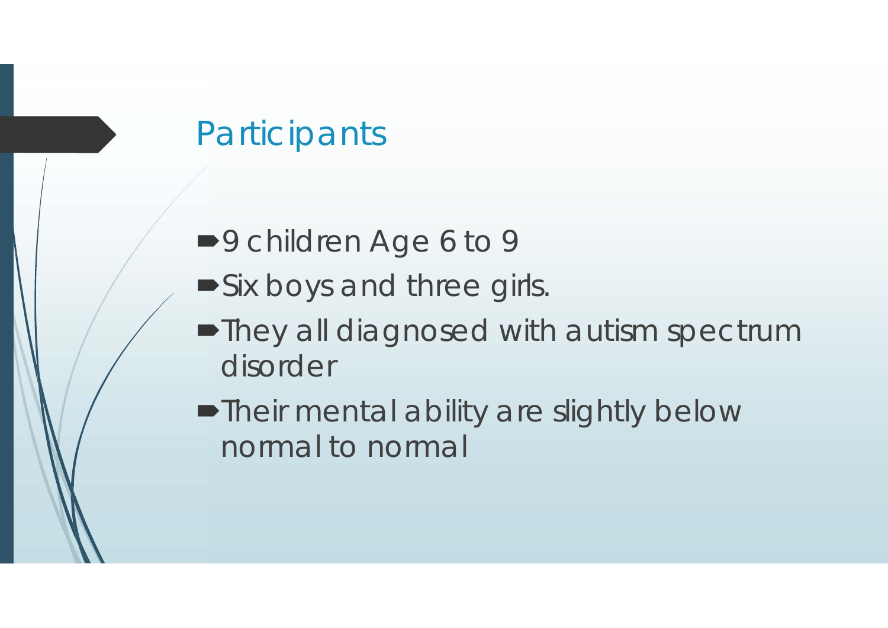# Participants

- 9 children Age 6 to 9
- Six boys and three girls.
- They all diagnosed with autism spectrum disorder
- Their mental ability are slightly below normal to normal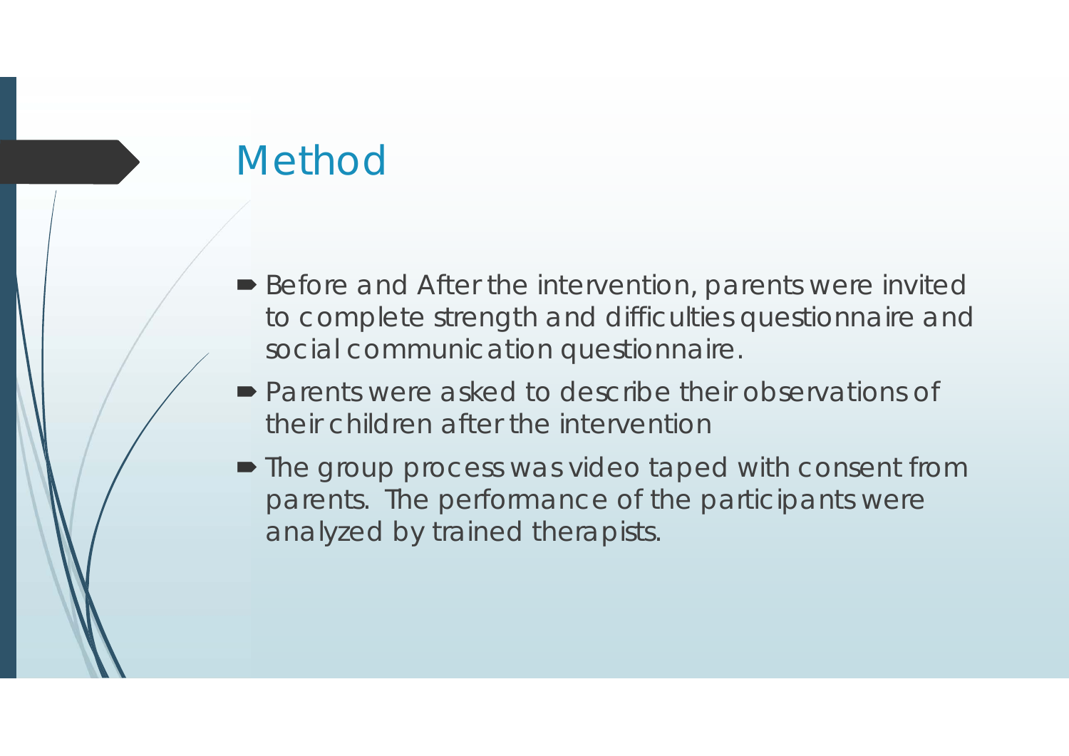# Method

- Before and After the intervention, parents were invited to complete strength and difficulties questionnaire and social communication questionnaire.
- Parents were asked to describe their observations of their children after the intervention
- The group process was video taped with consent from parents. The performance of the participants were analyzed by trained therapists.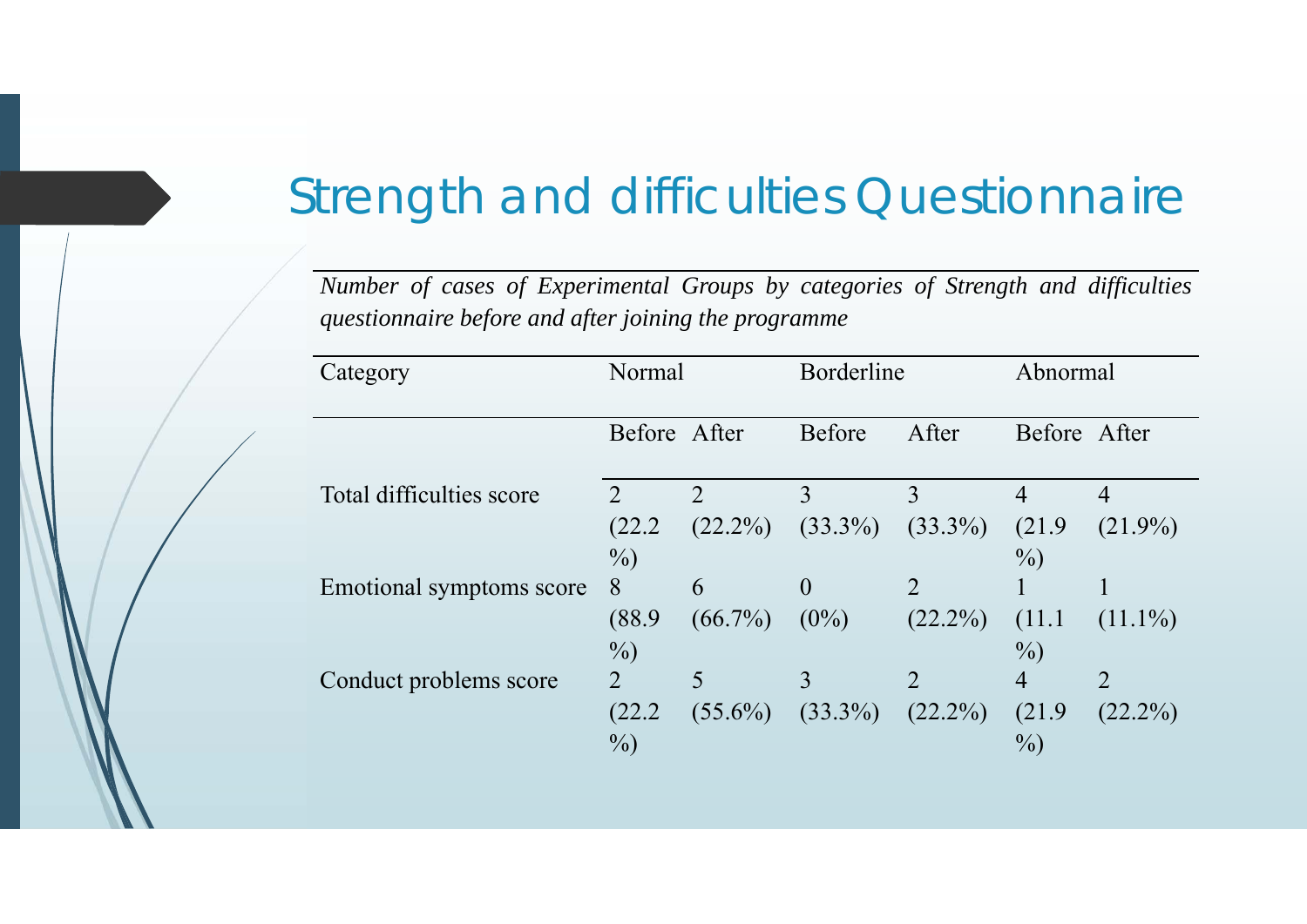# Strength and difficulties Questionnaire

*Number of cases of Experimental Groups by categories of Strength and difficulties questionnaire before and after joining the programme*

| Category | Normal | | Borderline | | Abnormal | |
|---|---|---|---|---|---|---|
| | Before | After | Before | After | Before | After |
| Total difficulties score | 2 (22.2 %) | 2 (22.2%) | 3 (33.3%) | 3 (33.3%) | 4 (21.9 %) | 4 (21.9%) |
| Emotional symptoms score | 8 (88.9 %) | 6 (66.7%) | 0 (0%) | 2 (22.2%) | 1 (11.1 %) | 1 (11.1%) |
| Conduct problems score | 2 (22.2 %) | 5 (55.6%) | 3 (33.3%) | 2 (22.2%) | 4 (21.9 %) | 2 (22.2%) |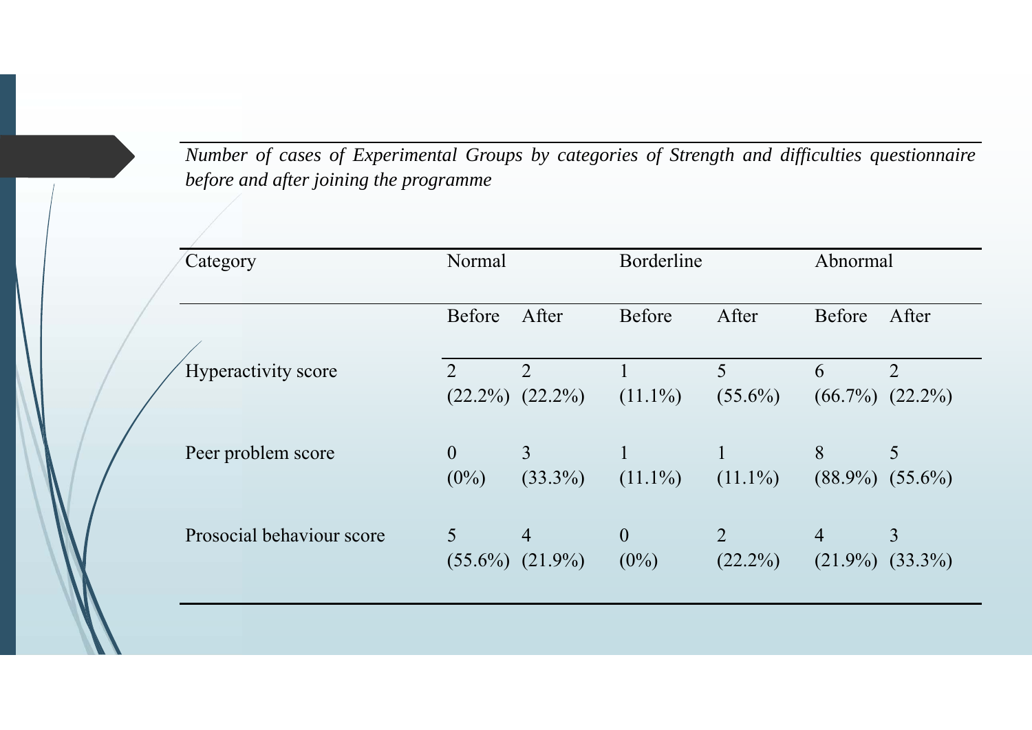*Number of cases of Experimental Groups by categories of Strength and difficulties questionnaire before and after joining the programme*

| Category | Normal | | Borderline | | Abnormal | |
|---|---|---|---|---|---|---|
| | Before | After | Before | After | Before | After |
| Hyperactivity score | 2 (22.2%) | 2 (22.2%) | 1 (11.1%) | 5 (55.6%) | 6 (66.7%) | 2 (22.2%) |
| Peer problem score | 0 (0%) | 3 (33.3%) | 1 (11.1%) | 1 (11.1%) | 8 (88.9%) | 5 (55.6%) |
| Prosocial behaviour score | 5 (55.6%) | 4 (21.9%) | 0 (0%) | 2 (22.2%) | 4 (21.9%) | 3 (33.3%) |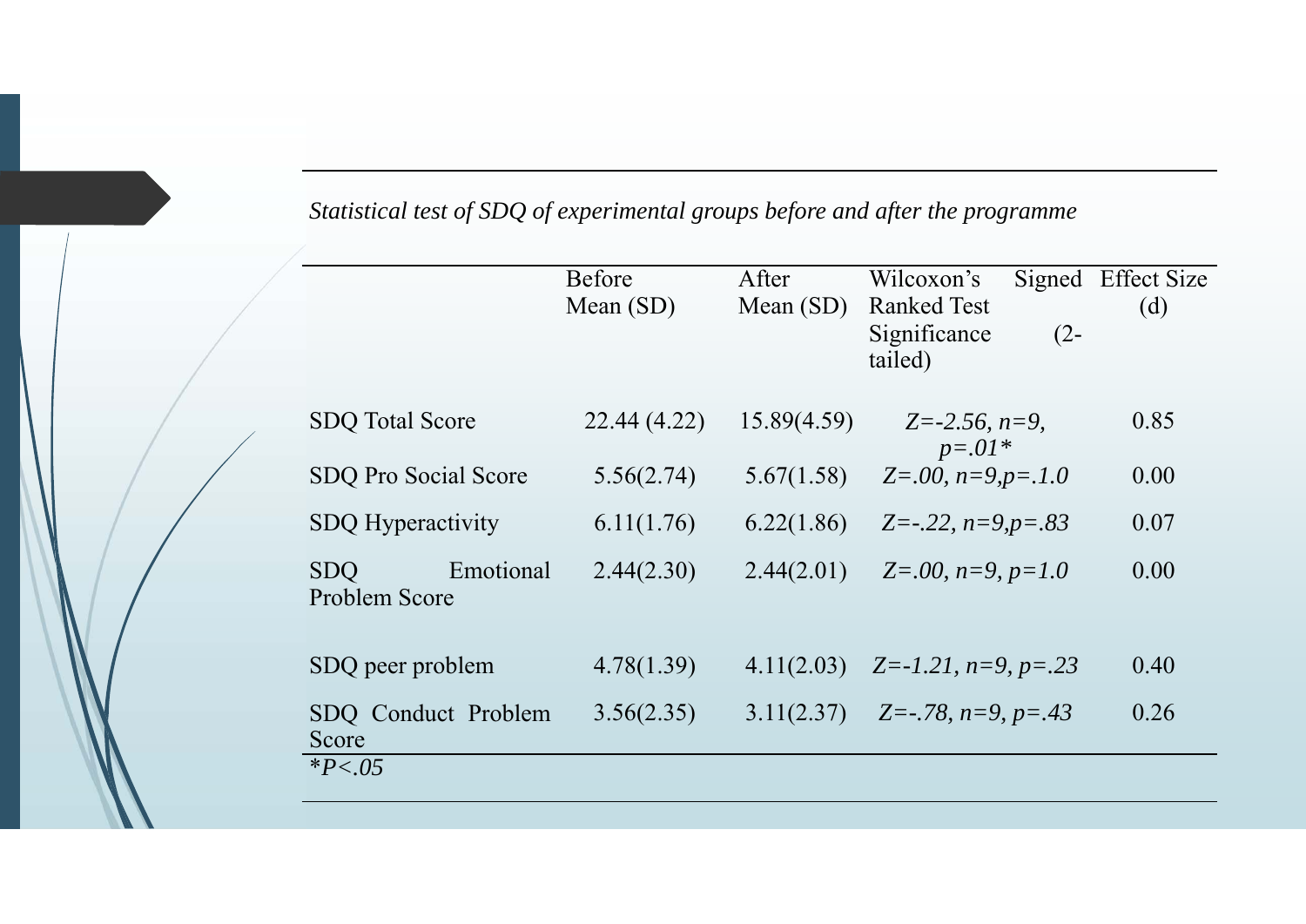*Statistical test of SDQ of experimental groups before and after the programme*

| | Before Mean (SD) | After Mean (SD) | Wilcoxon's Signed Ranked Test Significance (2-tailed) | Effect Size (d) |
|---|---|---|---|---|
| SDQ Total Score | 22.44 (4.22) | 15.89(4.59) | *Z=-2.56, n=9, p=.01** | 0.85 |
| SDQ Pro Social Score | 5.56(2.74) | 5.67(1.58) | *Z=.00, n=9,p=.1.0* | 0.00 |
| SDQ Hyperactivity | 6.11(1.76) | 6.22(1.86) | *Z=-.22, n=9,p=.83* | 0.07 |
| SDQ Emotional Problem Score | 2.44(2.30) | 2.44(2.01) | *Z=.00, n=9, p=1.0* | 0.00 |
| SDQ peer problem | 4.78(1.39) | 4.11(2.03) | *Z=-1.21, n=9, p=.23* | 0.40 |
| SDQ Conduct Problem Score | 3.56(2.35) | 3.11(2.37) | *Z=-.78, n=9, p=.43* | 0.26 |

*\*P<.05*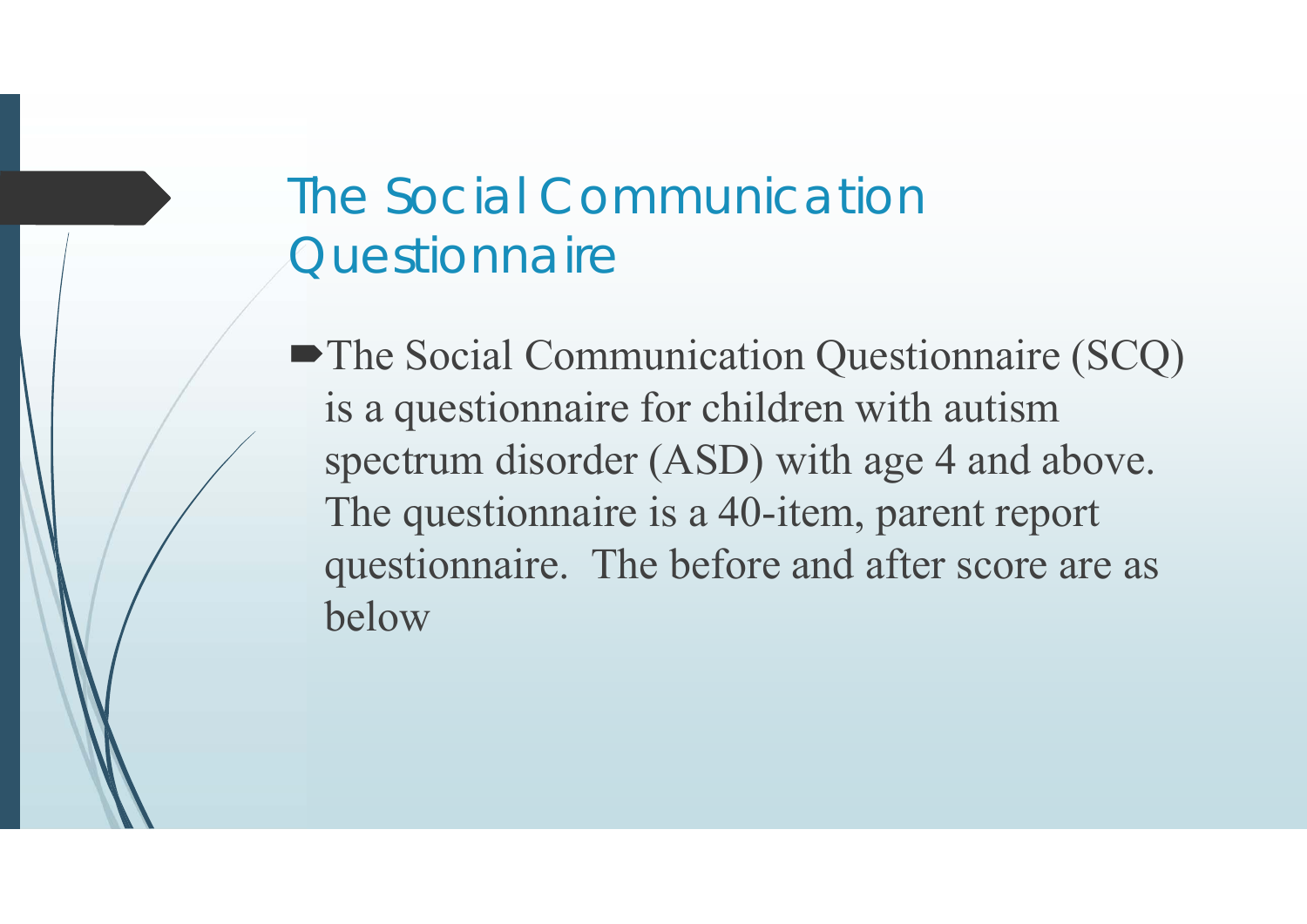# The Social Communication Questionnaire

- The Social Communication Questionnaire (SCQ) is a questionnaire for children with autism spectrum disorder (ASD) with age 4 and above. The questionnaire is a 40-item, parent report questionnaire. The before and after score are as below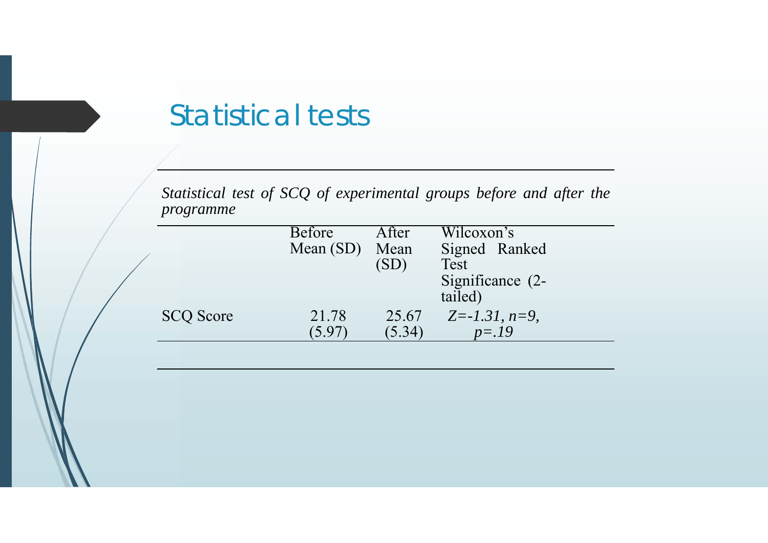# Statistical tests

*Statistical test of SCQ of experimental groups before and after the programme*

| | Before Mean (SD) | After Mean (SD) | Wilcoxon's Signed Ranked Test Significance (2-tailed) |
|---|---|---|---|
| SCQ Score | 21.78 (5.97) | 25.67 (5.34) | $Z=-1.31$, $n=9$, $p=.19$ |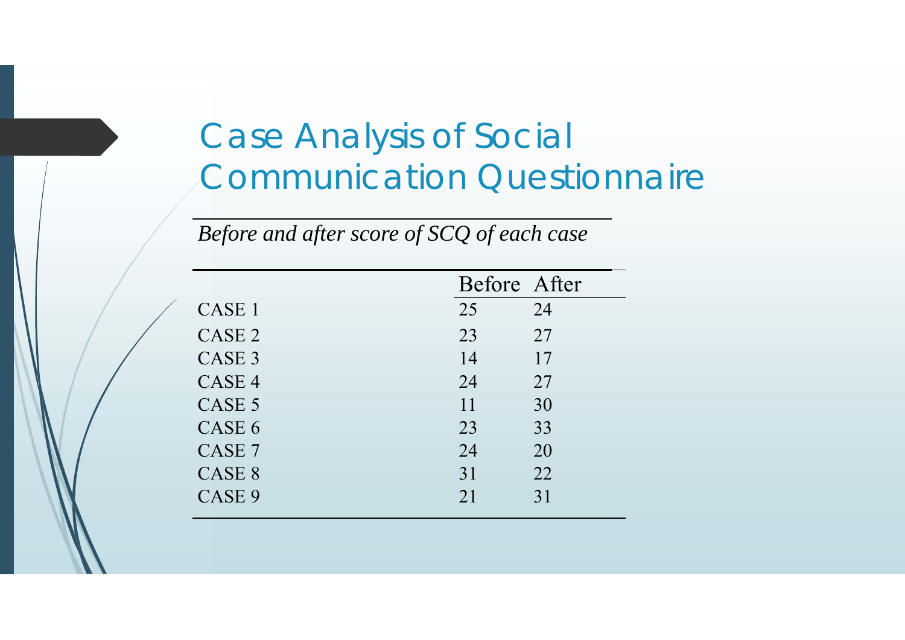# Case Analysis of Social Communication Questionnaire

*Before and after score of SCQ of each case*

| | Before | After |
|---|---|---|
| CASE 1 | 25 | 24 |
| CASE 2 | 23 | 27 |
| CASE 3 | 14 | 17 |
| CASE 4 | 24 | 27 |
| CASE 5 | 11 | 30 |
| CASE 6 | 23 | 33 |
| CASE 7 | 24 | 20 |
| CASE 8 | 31 | 22 |
| CASE 9 | 21 | 31 |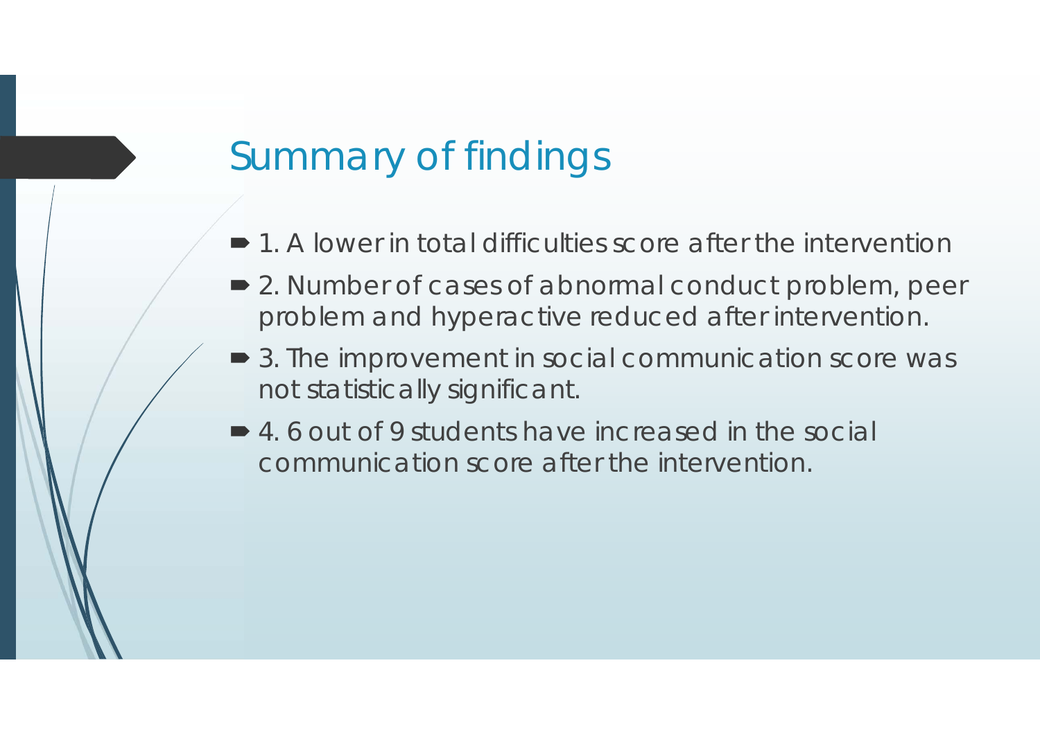# Summary of findings

- 1. A lower in total difficulties score after the intervention
- 2. Number of cases of abnormal conduct problem, peer problem and hyperactive reduced after intervention.
- 3. The improvement in social communication score was not statistically significant.
- 4. 6 out of 9 students have increased in the social communication score after the intervention.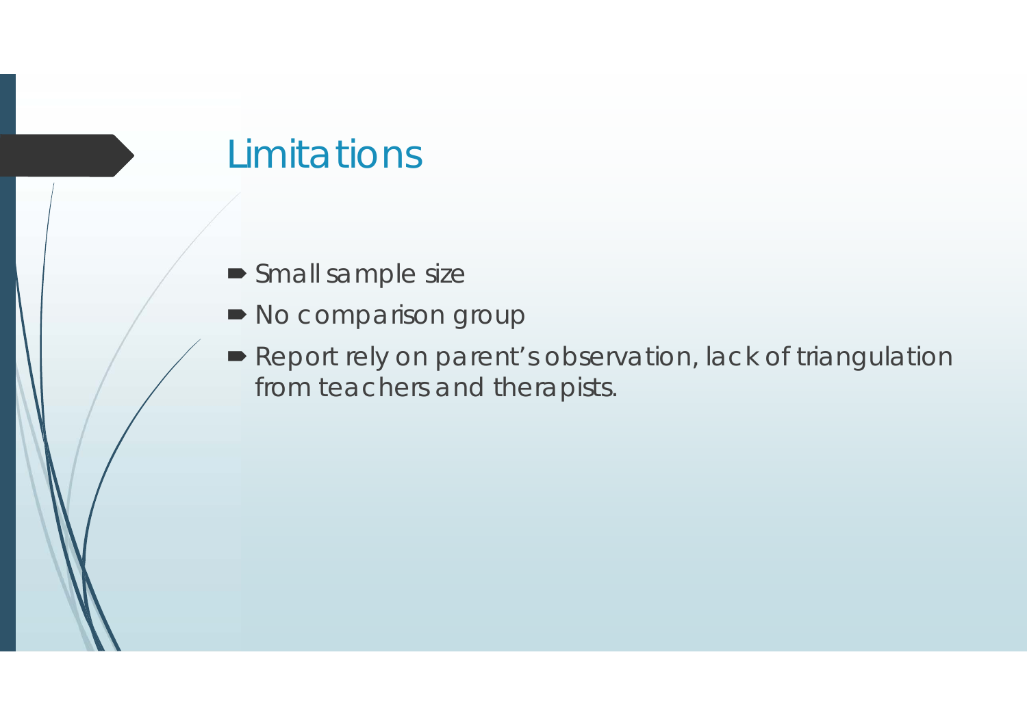# Limitations

- Small sample size
- No comparison group
- Report rely on parent's observation, lack of triangulation from teachers and therapists.